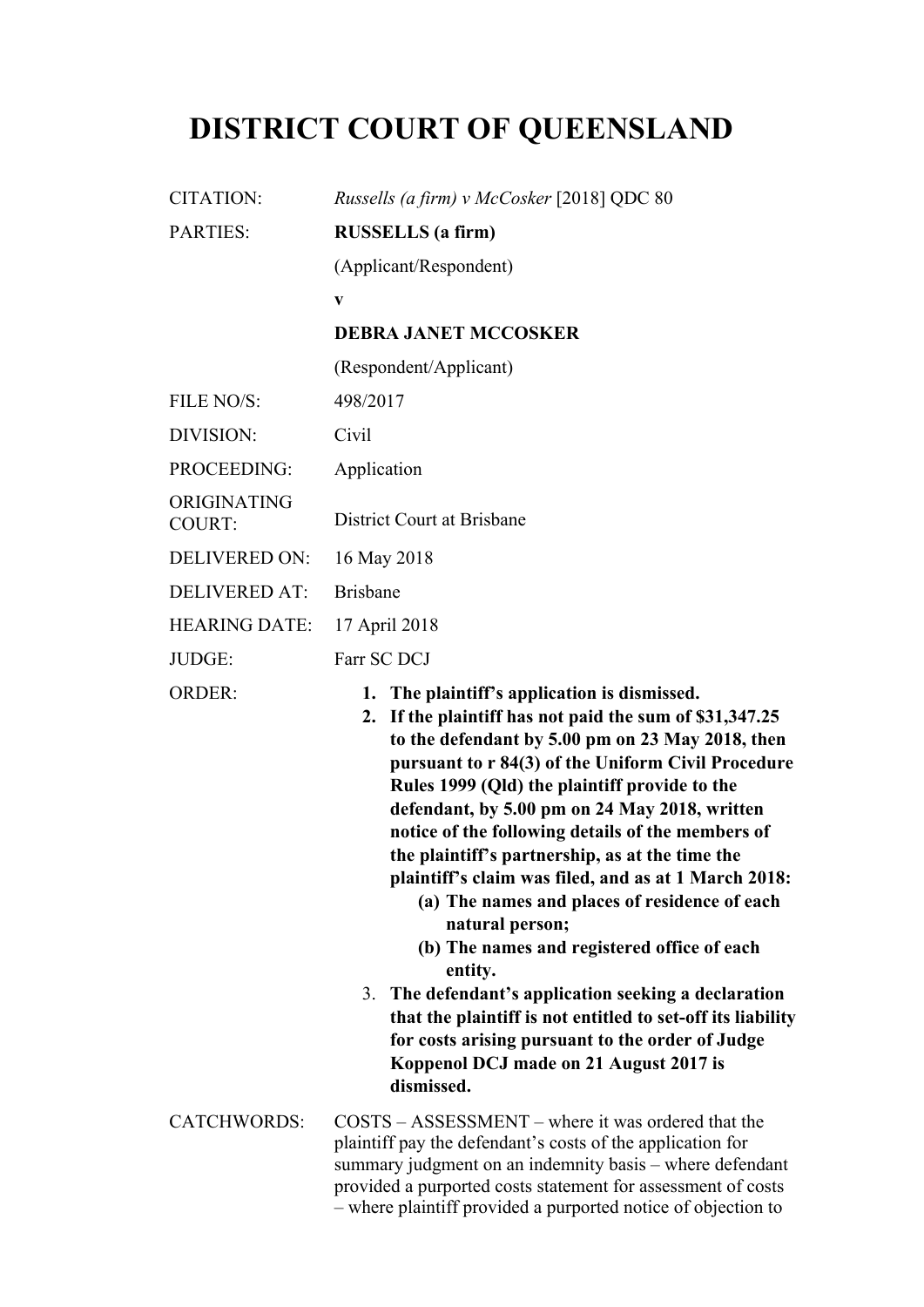# DISTRICT COURT OF QUEENSLAND

| | |
|---|---|
| CITATION: | *Russells (a firm) v McCosker* [2018] QDC 80 |
| PARTIES: | **RUSSELLS (a firm)**<br>(Applicant/Respondent)<br>**v**<br>**DEBRA JANET MCCOSKER**<br>(Respondent/Applicant) |
| FILE NO/S: | 498/2017 |
| DIVISION: | Civil |
| PROCEEDING: | Application |
| ORIGINATING COURT: | District Court at Brisbane |
| DELIVERED ON: | 16 May 2018 |
| DELIVERED AT: | Brisbane |
| HEARING DATE: | 17 April 2018 |
| JUDGE: | Farr SC DCJ |
| ORDER: | **1. The plaintiff's application is dismissed.**<br>**2. If the plaintiff has not paid the sum of $31,347.25 to the defendant by 5.00 pm on 23 May 2018, then pursuant to r 84(3) of the Uniform Civil Procedure Rules 1999 (Qld) the plaintiff provide to the defendant, by 5.00 pm on 24 May 2018, written notice of the following details of the members of the plaintiff's partnership, as at the time the plaintiff's claim was filed, and as at 1 March 2018:**<br>**(a) The names and places of residence of each natural person;**<br>**(b) The names and registered office of each entity.**<br>3. **The defendant's application seeking a declaration that the plaintiff is not entitled to set-off its liability for costs arising pursuant to the order of Judge Koppenol DCJ made on 21 August 2017 is dismissed.** |
| CATCHWORDS: | COSTS – ASSESSMENT – where it was ordered that the plaintiff pay the defendant's costs of the application for summary judgment on an indemnity basis – where defendant provided a purported costs statement for assessment of costs – where plaintiff provided a purported notice of objection to |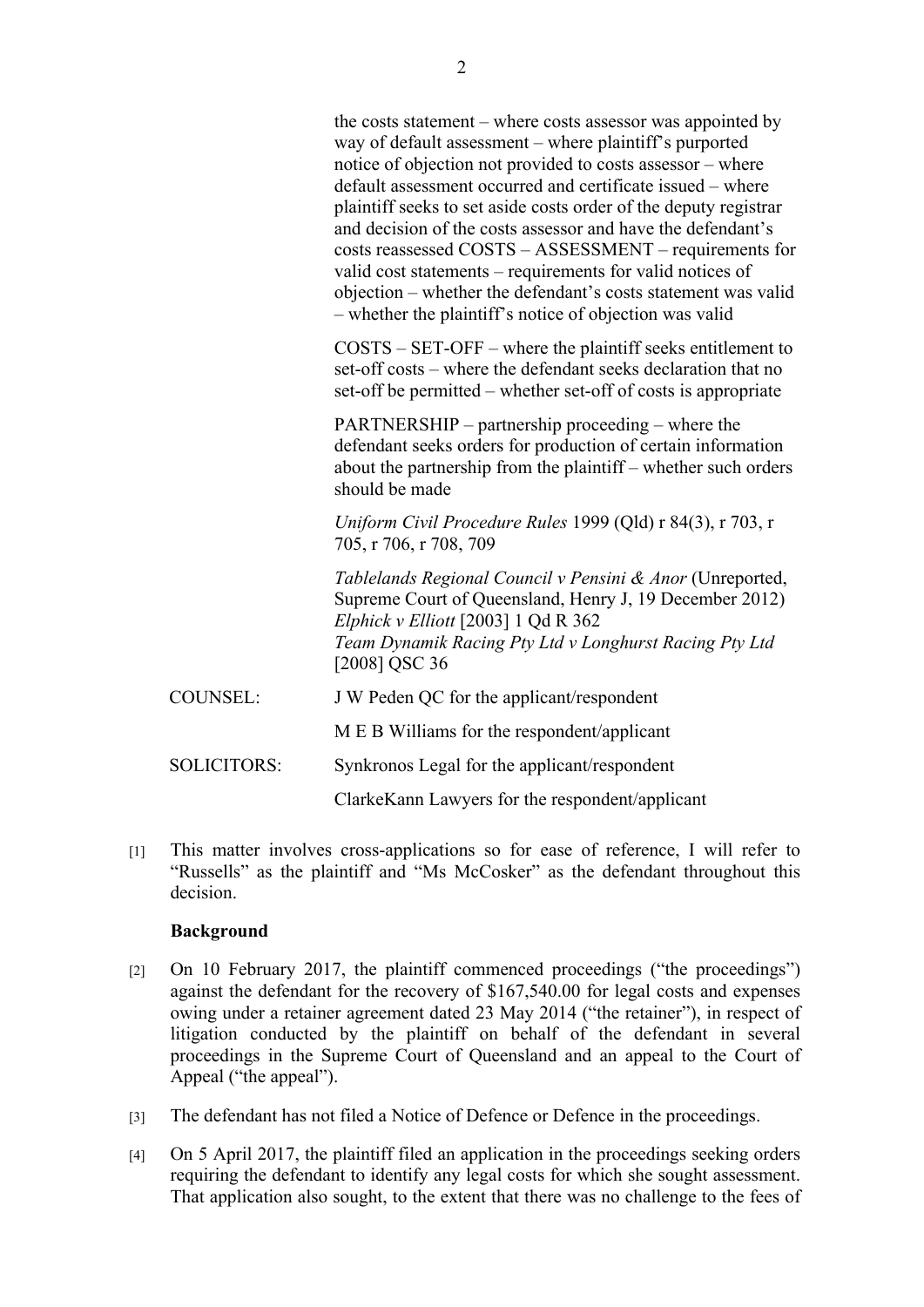the costs statement – where costs assessor was appointed by way of default assessment – where plaintiff's purported notice of objection not provided to costs assessor – where default assessment occurred and certificate issued – where plaintiff seeks to set aside costs order of the deputy registrar and decision of the costs assessor and have the defendant's costs reassessed COSTS – ASSESSMENT – requirements for valid cost statements – requirements for valid notices of objection – whether the defendant's costs statement was valid – whether the plaintiff's notice of objection was valid

COSTS – SET-OFF – where the plaintiff seeks entitlement to set-off costs – where the defendant seeks declaration that no set-off be permitted – whether set-off of costs is appropriate

PARTNERSHIP – partnership proceeding – where the defendant seeks orders for production of certain information about the partnership from the plaintiff – whether such orders should be made

*Uniform Civil Procedure Rules* 1999 (Qld) r 84(3), r 703, r 705, r 706, r 708, 709

*Tablelands Regional Council v Pensini & Anor* (Unreported, Supreme Court of Queensland, Henry J, 19 December 2012)
*Elphick v Elliott* [2003] 1 Qd R 362
*Team Dynamik Racing Pty Ltd v Longhurst Racing Pty Ltd* [2008] QSC 36

| | |
|---|---|
| COUNSEL: | J W Peden QC for the applicant/respondent |
| | M E B Williams for the respondent/applicant |
| SOLICITORS: | Synkronos Legal for the applicant/respondent |
| | ClarkeKann Lawyers for the respondent/applicant |

[1] This matter involves cross-applications so for ease of reference, I will refer to "Russells" as the plaintiff and "Ms McCosker" as the defendant throughout this decision.

**Background**

[2] On 10 February 2017, the plaintiff commenced proceedings ("the proceedings") against the defendant for the recovery of $167,540.00 for legal costs and expenses owing under a retainer agreement dated 23 May 2014 ("the retainer"), in respect of litigation conducted by the plaintiff on behalf of the defendant in several proceedings in the Supreme Court of Queensland and an appeal to the Court of Appeal ("the appeal").

[3] The defendant has not filed a Notice of Defence or Defence in the proceedings.

[4] On 5 April 2017, the plaintiff filed an application in the proceedings seeking orders requiring the defendant to identify any legal costs for which she sought assessment. That application also sought, to the extent that there was no challenge to the fees of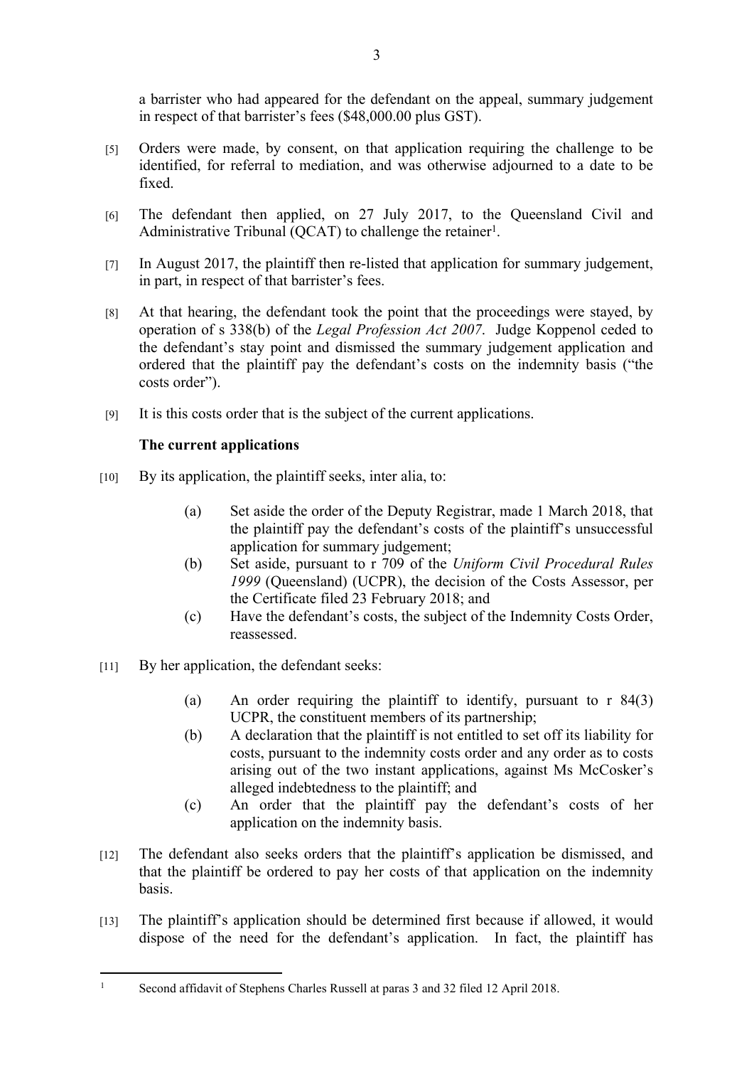a barrister who had appeared for the defendant on the appeal, summary judgement in respect of that barrister's fees ($48,000.00 plus GST).

[5] Orders were made, by consent, on that application requiring the challenge to be identified, for referral to mediation, and was otherwise adjourned to a date to be fixed.

[6] The defendant then applied, on 27 July 2017, to the Queensland Civil and Administrative Tribunal (QCAT) to challenge the retainer[1].

[7] In August 2017, the plaintiff then re-listed that application for summary judgement, in part, in respect of that barrister's fees.

[8] At that hearing, the defendant took the point that the proceedings were stayed, by operation of s 338(b) of the *Legal Profession Act 2007*. Judge Koppenol ceded to the defendant's stay point and dismissed the summary judgement application and ordered that the plaintiff pay the defendant's costs on the indemnity basis ("the costs order").

[9] It is this costs order that is the subject of the current applications.

**The current applications**

[10] By its application, the plaintiff seeks, inter alia, to:

> (a) Set aside the order of the Deputy Registrar, made 1 March 2018, that the plaintiff pay the defendant's costs of the plaintiff's unsuccessful application for summary judgement;
>
> (b) Set aside, pursuant to r 709 of the *Uniform Civil Procedural Rules 1999* (Queensland) (UCPR), the decision of the Costs Assessor, per the Certificate filed 23 February 2018; and
>
> (c) Have the defendant's costs, the subject of the Indemnity Costs Order, reassessed.

[11] By her application, the defendant seeks:

> (a) An order requiring the plaintiff to identify, pursuant to r 84(3) UCPR, the constituent members of its partnership;
>
> (b) A declaration that the plaintiff is not entitled to set off its liability for costs, pursuant to the indemnity costs order and any order as to costs arising out of the two instant applications, against Ms McCosker's alleged indebtedness to the plaintiff; and
>
> (c) An order that the plaintiff pay the defendant's costs of her application on the indemnity basis.

[12] The defendant also seeks orders that the plaintiff's application be dismissed, and that the plaintiff be ordered to pay her costs of that application on the indemnity basis.

[13] The plaintiff's application should be determined first because if allowed, it would dispose of the need for the defendant's application. In fact, the plaintiff has

---

[1] Second affidavit of Stephens Charles Russell at paras 3 and 32 filed 12 April 2018.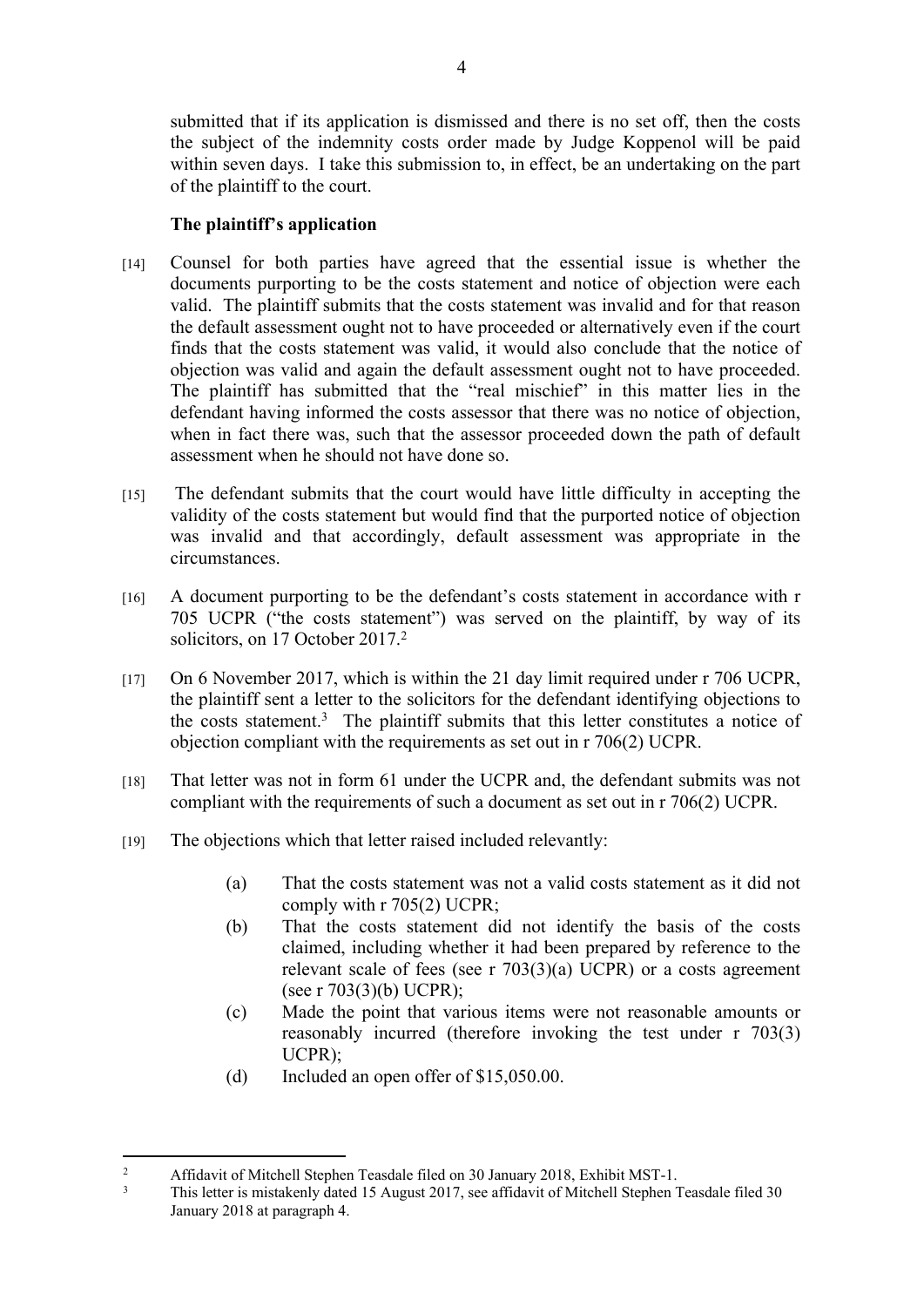submitted that if its application is dismissed and there is no set off, then the costs the subject of the indemnity costs order made by Judge Koppenol will be paid within seven days. I take this submission to, in effect, be an undertaking on the part of the plaintiff to the court.

**The plaintiff's application**

[14] Counsel for both parties have agreed that the essential issue is whether the documents purporting to be the costs statement and notice of objection were each valid. The plaintiff submits that the costs statement was invalid and for that reason the default assessment ought not to have proceeded or alternatively even if the court finds that the costs statement was valid, it would also conclude that the notice of objection was valid and again the default assessment ought not to have proceeded. The plaintiff has submitted that the "real mischief" in this matter lies in the defendant having informed the costs assessor that there was no notice of objection, when in fact there was, such that the assessor proceeded down the path of default assessment when he should not have done so.

[15] The defendant submits that the court would have little difficulty in accepting the validity of the costs statement but would find that the purported notice of objection was invalid and that accordingly, default assessment was appropriate in the circumstances.

[16] A document purporting to be the defendant's costs statement in accordance with r 705 UCPR ("the costs statement") was served on the plaintiff, by way of its solicitors, on 17 October 2017.[2]

[17] On 6 November 2017, which is within the 21 day limit required under r 706 UCPR, the plaintiff sent a letter to the solicitors for the defendant identifying objections to the costs statement.[3] The plaintiff submits that this letter constitutes a notice of objection compliant with the requirements as set out in r 706(2) UCPR.

[18] That letter was not in form 61 under the UCPR and, the defendant submits was not compliant with the requirements of such a document as set out in r 706(2) UCPR.

[19] The objections which that letter raised included relevantly:

(a) That the costs statement was not a valid costs statement as it did not comply with r 705(2) UCPR;

(b) That the costs statement did not identify the basis of the costs claimed, including whether it had been prepared by reference to the relevant scale of fees (see r 703(3)(a) UCPR) or a costs agreement (see r 703(3)(b) UCPR);

(c) Made the point that various items were not reasonable amounts or reasonably incurred (therefore invoking the test under r 703(3) UCPR);

(d) Included an open offer of $15,050.00.

---

[2] Affidavit of Mitchell Stephen Teasdale filed on 30 January 2018, Exhibit MST-1.

[3] This letter is mistakenly dated 15 August 2017, see affidavit of Mitchell Stephen Teasdale filed 30 January 2018 at paragraph 4.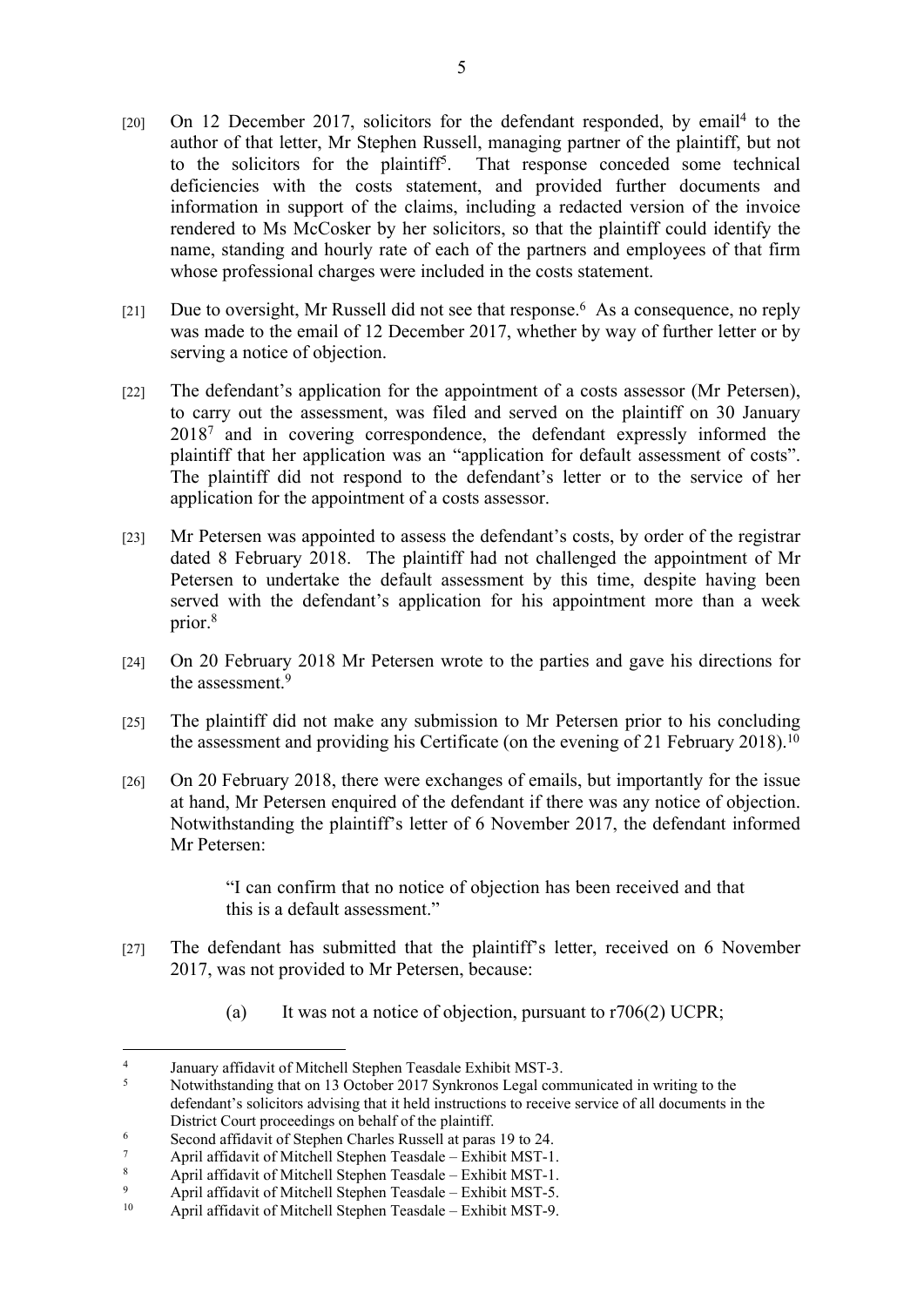[20] On 12 December 2017, solicitors for the defendant responded, by email[4] to the author of that letter, Mr Stephen Russell, managing partner of the plaintiff, but not to the solicitors for the plaintiff[5]. That response conceded some technical deficiencies with the costs statement, and provided further documents and information in support of the claims, including a redacted version of the invoice rendered to Ms McCosker by her solicitors, so that the plaintiff could identify the name, standing and hourly rate of each of the partners and employees of that firm whose professional charges were included in the costs statement.

[21] Due to oversight, Mr Russell did not see that response.[6] As a consequence, no reply was made to the email of 12 December 2017, whether by way of further letter or by serving a notice of objection.

[22] The defendant's application for the appointment of a costs assessor (Mr Petersen), to carry out the assessment, was filed and served on the plaintiff on 30 January 2018[7] and in covering correspondence, the defendant expressly informed the plaintiff that her application was an "application for default assessment of costs". The plaintiff did not respond to the defendant's letter or to the service of her application for the appointment of a costs assessor.

[23] Mr Petersen was appointed to assess the defendant's costs, by order of the registrar dated 8 February 2018. The plaintiff had not challenged the appointment of Mr Petersen to undertake the default assessment by this time, despite having been served with the defendant's application for his appointment more than a week prior.[8]

[24] On 20 February 2018 Mr Petersen wrote to the parties and gave his directions for the assessment.[9]

[25] The plaintiff did not make any submission to Mr Petersen prior to his concluding the assessment and providing his Certificate (on the evening of 21 February 2018).[10]

[26] On 20 February 2018, there were exchanges of emails, but importantly for the issue at hand, Mr Petersen enquired of the defendant if there was any notice of objection. Notwithstanding the plaintiff's letter of 6 November 2017, the defendant informed Mr Petersen:

> "I can confirm that no notice of objection has been received and that this is a default assessment."

[27] The defendant has submitted that the plaintiff's letter, received on 6 November 2017, was not provided to Mr Petersen, because:

> (a) It was not a notice of objection, pursuant to r706(2) UCPR;

---

[4] January affidavit of Mitchell Stephen Teasdale Exhibit MST-3.

[5] Notwithstanding that on 13 October 2017 Synkronos Legal communicated in writing to the defendant's solicitors advising that it held instructions to receive service of all documents in the District Court proceedings on behalf of the plaintiff.

[6] Second affidavit of Stephen Charles Russell at paras 19 to 24.

[7] April affidavit of Mitchell Stephen Teasdale – Exhibit MST-1.

[8] April affidavit of Mitchell Stephen Teasdale – Exhibit MST-1.

[9] April affidavit of Mitchell Stephen Teasdale – Exhibit MST-5.

[10] April affidavit of Mitchell Stephen Teasdale – Exhibit MST-9.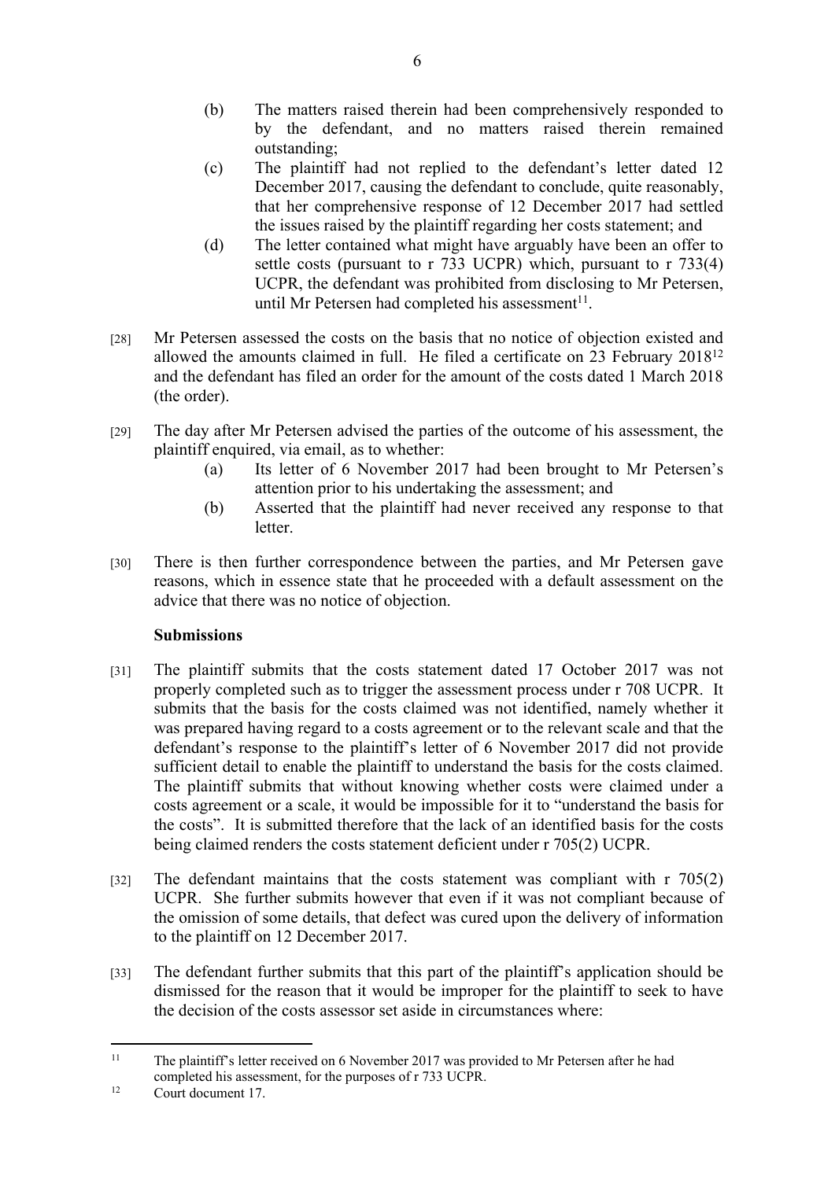(b) The matters raised therein had been comprehensively responded to by the defendant, and no matters raised therein remained outstanding;

(c) The plaintiff had not replied to the defendant's letter dated 12 December 2017, causing the defendant to conclude, quite reasonably, that her comprehensive response of 12 December 2017 had settled the issues raised by the plaintiff regarding her costs statement; and

(d) The letter contained what might have arguably have been an offer to settle costs (pursuant to r 733 UCPR) which, pursuant to r 733(4) UCPR, the defendant was prohibited from disclosing to Mr Petersen, until Mr Petersen had completed his assessment[11].

[28] Mr Petersen assessed the costs on the basis that no notice of objection existed and allowed the amounts claimed in full. He filed a certificate on 23 February 2018[12] and the defendant has filed an order for the amount of the costs dated 1 March 2018 (the order).

[29] The day after Mr Petersen advised the parties of the outcome of his assessment, the plaintiff enquired, via email, as to whether:

(a) Its letter of 6 November 2017 had been brought to Mr Petersen's attention prior to his undertaking the assessment; and

(b) Asserted that the plaintiff had never received any response to that letter.

[30] There is then further correspondence between the parties, and Mr Petersen gave reasons, which in essence state that he proceeded with a default assessment on the advice that there was no notice of objection.

**Submissions**

[31] The plaintiff submits that the costs statement dated 17 October 2017 was not properly completed such as to trigger the assessment process under r 708 UCPR. It submits that the basis for the costs claimed was not identified, namely whether it was prepared having regard to a costs agreement or to the relevant scale and that the defendant's response to the plaintiff's letter of 6 November 2017 did not provide sufficient detail to enable the plaintiff to understand the basis for the costs claimed. The plaintiff submits that without knowing whether costs were claimed under a costs agreement or a scale, it would be impossible for it to "understand the basis for the costs". It is submitted therefore that the lack of an identified basis for the costs being claimed renders the costs statement deficient under r 705(2) UCPR.

[32] The defendant maintains that the costs statement was compliant with r 705(2) UCPR. She further submits however that even if it was not compliant because of the omission of some details, that defect was cured upon the delivery of information to the plaintiff on 12 December 2017.

[33] The defendant further submits that this part of the plaintiff's application should be dismissed for the reason that it would be improper for the plaintiff to seek to have the decision of the costs assessor set aside in circumstances where:

---

[11] The plaintiff's letter received on 6 November 2017 was provided to Mr Petersen after he had completed his assessment, for the purposes of r 733 UCPR.

[12] Court document 17.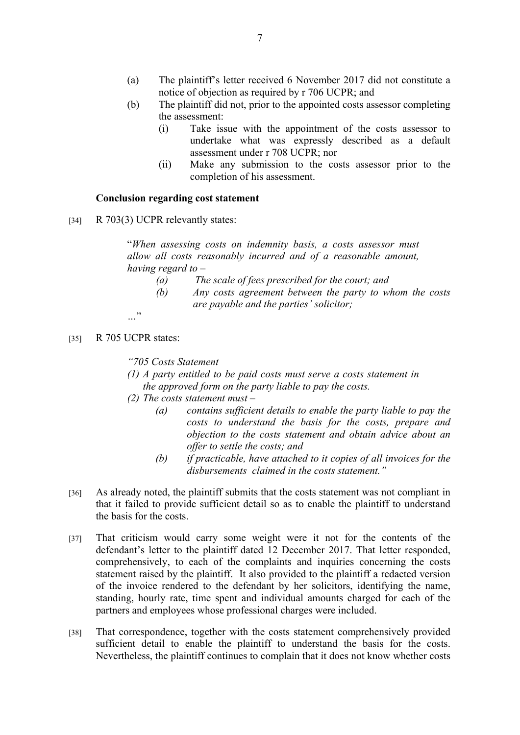(a) The plaintiff's letter received 6 November 2017 did not constitute a notice of objection as required by r 706 UCPR; and

(b) The plaintiff did not, prior to the appointed costs assessor completing the assessment:

   (i) Take issue with the appointment of the costs assessor to undertake what was expressly described as a default assessment under r 708 UCPR; nor

   (ii) Make any submission to the costs assessor prior to the completion of his assessment.

**Conclusion regarding cost statement**

[34] R 703(3) UCPR relevantly states:

> "*When assessing costs on indemnity basis, a costs assessor must allow all costs reasonably incurred and of a reasonable amount, having regard to –*
>
> *(a) The scale of fees prescribed for the court; and*
>
> *(b) Any costs agreement between the party to whom the costs are payable and the parties' solicitor;*
>
> ..."

[35] R 705 UCPR states:

> *"705 Costs Statement*
>
> *(1) A party entitled to be paid costs must serve a costs statement in the approved form on the party liable to pay the costs.*
>
> *(2) The costs statement must –*
>
> *(a) contains sufficient details to enable the party liable to pay the costs to understand the basis for the costs, prepare and objection to the costs statement and obtain advice about an offer to settle the costs; and*
>
> *(b) if practicable, have attached to it copies of all invoices for the disbursements claimed in the costs statement."*

[36] As already noted, the plaintiff submits that the costs statement was not compliant in that it failed to provide sufficient detail so as to enable the plaintiff to understand the basis for the costs.

[37] That criticism would carry some weight were it not for the contents of the defendant's letter to the plaintiff dated 12 December 2017. That letter responded, comprehensively, to each of the complaints and inquiries concerning the costs statement raised by the plaintiff. It also provided to the plaintiff a redacted version of the invoice rendered to the defendant by her solicitors, identifying the name, standing, hourly rate, time spent and individual amounts charged for each of the partners and employees whose professional charges were included.

[38] That correspondence, together with the costs statement comprehensively provided sufficient detail to enable the plaintiff to understand the basis for the costs. Nevertheless, the plaintiff continues to complain that it does not know whether costs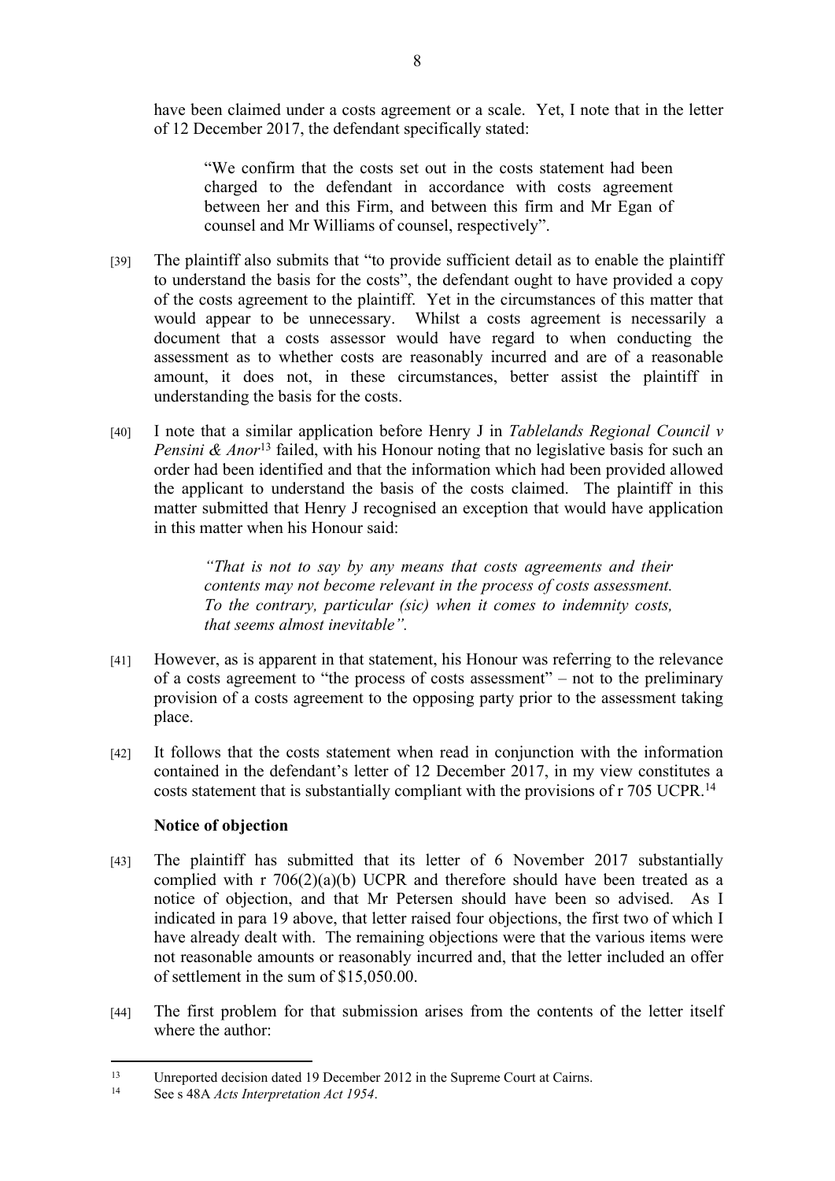have been claimed under a costs agreement or a scale. Yet, I note that in the letter of 12 December 2017, the defendant specifically stated:

> "We confirm that the costs set out in the costs statement had been charged to the defendant in accordance with costs agreement between her and this Firm, and between this firm and Mr Egan of counsel and Mr Williams of counsel, respectively".

[39] The plaintiff also submits that "to provide sufficient detail as to enable the plaintiff to understand the basis for the costs", the defendant ought to have provided a copy of the costs agreement to the plaintiff. Yet in the circumstances of this matter that would appear to be unnecessary. Whilst a costs agreement is necessarily a document that a costs assessor would have regard to when conducting the assessment as to whether costs are reasonably incurred and are of a reasonable amount, it does not, in these circumstances, better assist the plaintiff in understanding the basis for the costs.

[40] I note that a similar application before Henry J in *Tablelands Regional Council v Pensini & Anor*[13] failed, with his Honour noting that no legislative basis for such an order had been identified and that the information which had been provided allowed the applicant to understand the basis of the costs claimed. The plaintiff in this matter submitted that Henry J recognised an exception that would have application in this matter when his Honour said:

> *"That is not to say by any means that costs agreements and their contents may not become relevant in the process of costs assessment. To the contrary, particular (sic) when it comes to indemnity costs, that seems almost inevitable".*

[41] However, as is apparent in that statement, his Honour was referring to the relevance of a costs agreement to "the process of costs assessment" – not to the preliminary provision of a costs agreement to the opposing party prior to the assessment taking place.

[42] It follows that the costs statement when read in conjunction with the information contained in the defendant's letter of 12 December 2017, in my view constitutes a costs statement that is substantially compliant with the provisions of r 705 UCPR.[14]

**Notice of objection**

[43] The plaintiff has submitted that its letter of 6 November 2017 substantially complied with r 706(2)(a)(b) UCPR and therefore should have been treated as a notice of objection, and that Mr Petersen should have been so advised. As I indicated in para 19 above, that letter raised four objections, the first two of which I have already dealt with. The remaining objections were that the various items were not reasonable amounts or reasonably incurred and, that the letter included an offer of settlement in the sum of $15,050.00.

[44] The first problem for that submission arises from the contents of the letter itself where the author:

---

[13] Unreported decision dated 19 December 2012 in the Supreme Court at Cairns.

[14] See s 48A *Acts Interpretation Act 1954*.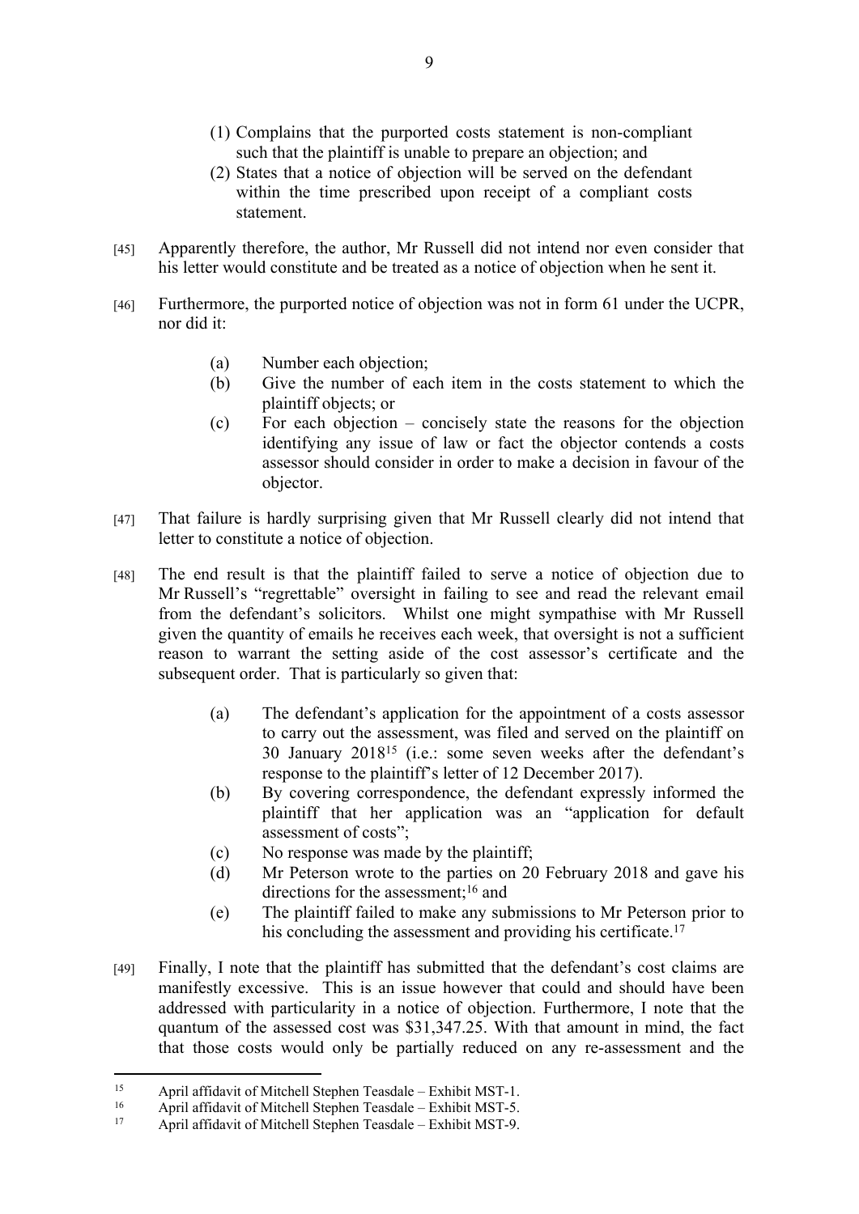(1) Complains that the purported costs statement is non-compliant such that the plaintiff is unable to prepare an objection; and

(2) States that a notice of objection will be served on the defendant within the time prescribed upon receipt of a compliant costs statement.

[45] Apparently therefore, the author, Mr Russell did not intend nor even consider that his letter would constitute and be treated as a notice of objection when he sent it.

[46] Furthermore, the purported notice of objection was not in form 61 under the UCPR, nor did it:

(a) Number each objection;

(b) Give the number of each item in the costs statement to which the plaintiff objects; or

(c) For each objection – concisely state the reasons for the objection identifying any issue of law or fact the objector contends a costs assessor should consider in order to make a decision in favour of the objector.

[47] That failure is hardly surprising given that Mr Russell clearly did not intend that letter to constitute a notice of objection.

[48] The end result is that the plaintiff failed to serve a notice of objection due to Mr Russell's "regrettable" oversight in failing to see and read the relevant email from the defendant's solicitors. Whilst one might sympathise with Mr Russell given the quantity of emails he receives each week, that oversight is not a sufficient reason to warrant the setting aside of the cost assessor's certificate and the subsequent order. That is particularly so given that:

(a) The defendant's application for the appointment of a costs assessor to carry out the assessment, was filed and served on the plaintiff on 30 January 2018[15] (i.e.: some seven weeks after the defendant's response to the plaintiff's letter of 12 December 2017).

(b) By covering correspondence, the defendant expressly informed the plaintiff that her application was an "application for default assessment of costs";

(c) No response was made by the plaintiff;

(d) Mr Peterson wrote to the parties on 20 February 2018 and gave his directions for the assessment;[16] and

(e) The plaintiff failed to make any submissions to Mr Peterson prior to his concluding the assessment and providing his certificate.[17]

[49] Finally, I note that the plaintiff has submitted that the defendant's cost claims are manifestly excessive. This is an issue however that could and should have been addressed with particularity in a notice of objection. Furthermore, I note that the quantum of the assessed cost was $31,347.25. With that amount in mind, the fact that those costs would only be partially reduced on any re-assessment and the

---

[15] April affidavit of Mitchell Stephen Teasdale – Exhibit MST-1.

[16] April affidavit of Mitchell Stephen Teasdale – Exhibit MST-5.

[17] April affidavit of Mitchell Stephen Teasdale – Exhibit MST-9.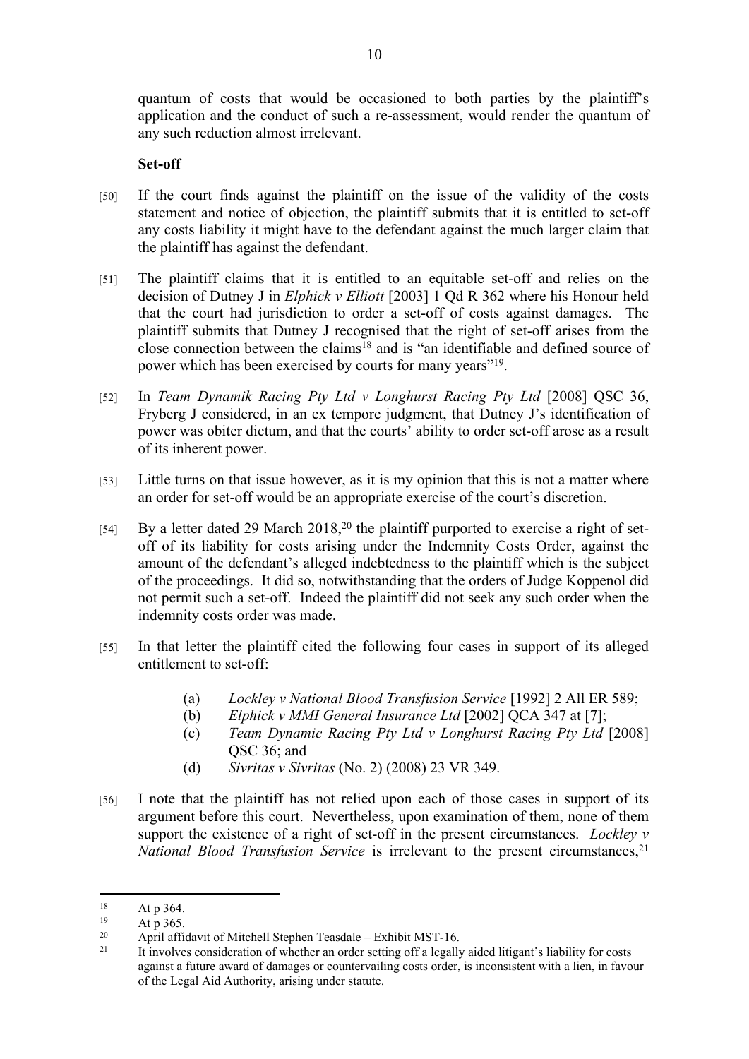quantum of costs that would be occasioned to both parties by the plaintiff's application and the conduct of such a re-assessment, would render the quantum of any such reduction almost irrelevant.

**Set-off**

[50] If the court finds against the plaintiff on the issue of the validity of the costs statement and notice of objection, the plaintiff submits that it is entitled to set-off any costs liability it might have to the defendant against the much larger claim that the plaintiff has against the defendant.

[51] The plaintiff claims that it is entitled to an equitable set-off and relies on the decision of Dutney J in *Elphick v Elliott* [2003] 1 Qd R 362 where his Honour held that the court had jurisdiction to order a set-off of costs against damages. The plaintiff submits that Dutney J recognised that the right of set-off arises from the close connection between the claims[18] and is "an identifiable and defined source of power which has been exercised by courts for many years"[19].

[52] In *Team Dynamik Racing Pty Ltd v Longhurst Racing Pty Ltd* [2008] QSC 36, Fryberg J considered, in an ex tempore judgment, that Dutney J's identification of power was obiter dictum, and that the courts' ability to order set-off arose as a result of its inherent power.

[53] Little turns on that issue however, as it is my opinion that this is not a matter where an order for set-off would be an appropriate exercise of the court's discretion.

[54] By a letter dated 29 March 2018,[20] the plaintiff purported to exercise a right of set-off of its liability for costs arising under the Indemnity Costs Order, against the amount of the defendant's alleged indebtedness to the plaintiff which is the subject of the proceedings. It did so, notwithstanding that the orders of Judge Koppenol did not permit such a set-off. Indeed the plaintiff did not seek any such order when the indemnity costs order was made.

[55] In that letter the plaintiff cited the following four cases in support of its alleged entitlement to set-off:

(a) *Lockley v National Blood Transfusion Service* [1992] 2 All ER 589;
(b) *Elphick v MMI General Insurance Ltd* [2002] QCA 347 at [7];
(c) *Team Dynamic Racing Pty Ltd v Longhurst Racing Pty Ltd* [2008] QSC 36; and
(d) *Sivritas v Sivritas* (No. 2) (2008) 23 VR 349.

[56] I note that the plaintiff has not relied upon each of those cases in support of its argument before this court. Nevertheless, upon examination of them, none of them support the existence of a right of set-off in the present circumstances. *Lockley v National Blood Transfusion Service* is irrelevant to the present circumstances,[21]

---

[18] At p 364.

[19] At p 365.

[20] April affidavit of Mitchell Stephen Teasdale – Exhibit MST-16.

[21] It involves consideration of whether an order setting off a legally aided litigant's liability for costs against a future award of damages or countervailing costs order, is inconsistent with a lien, in favour of the Legal Aid Authority, arising under statute.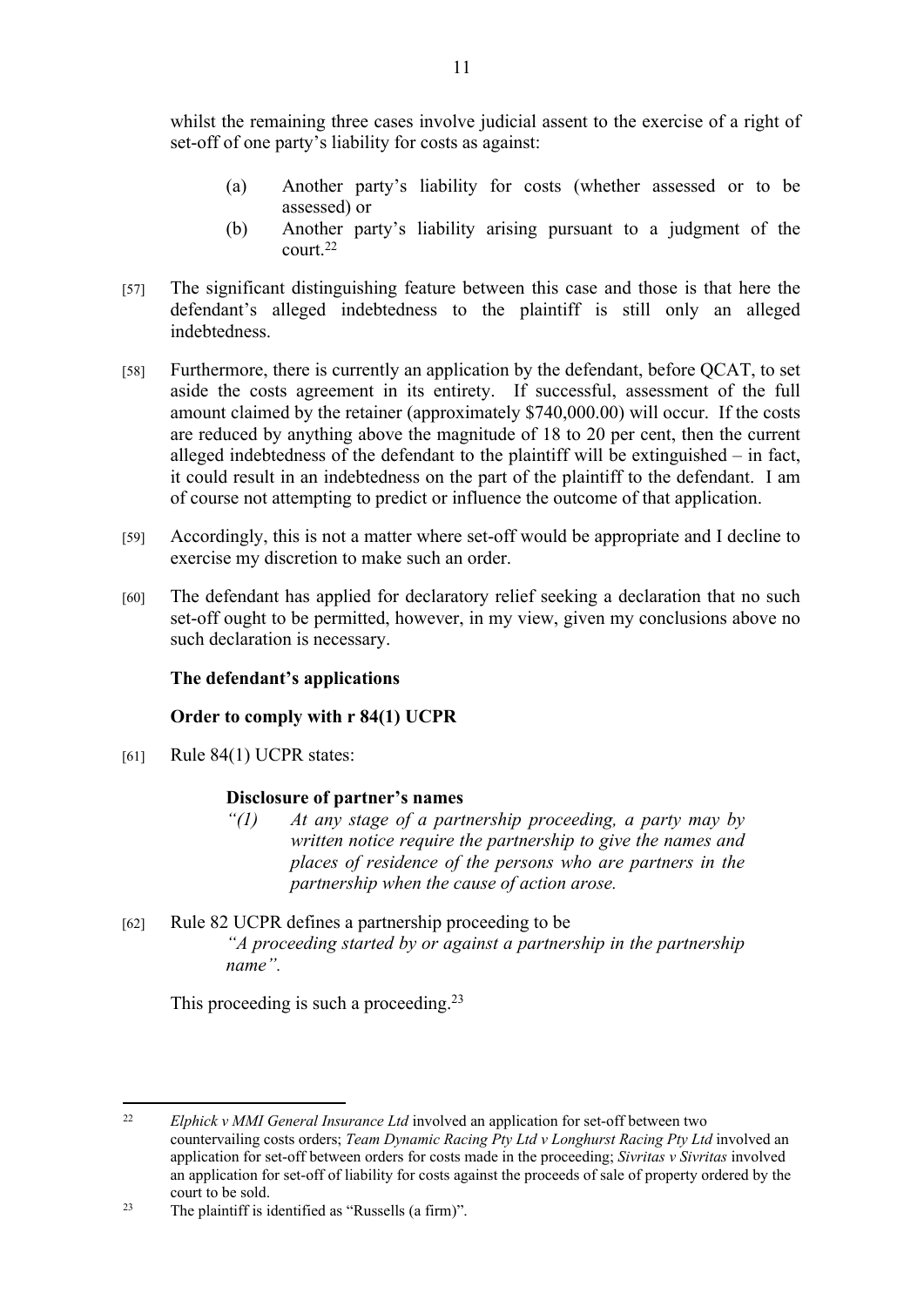whilst the remaining three cases involve judicial assent to the exercise of a right of set-off of one party's liability for costs as against:

(a) Another party's liability for costs (whether assessed or to be assessed) or

(b) Another party's liability arising pursuant to a judgment of the court.[22]

[57] The significant distinguishing feature between this case and those is that here the defendant's alleged indebtedness to the plaintiff is still only an alleged indebtedness.

[58] Furthermore, there is currently an application by the defendant, before QCAT, to set aside the costs agreement in its entirety. If successful, assessment of the full amount claimed by the retainer (approximately $740,000.00) will occur. If the costs are reduced by anything above the magnitude of 18 to 20 per cent, then the current alleged indebtedness of the defendant to the plaintiff will be extinguished – in fact, it could result in an indebtedness on the part of the plaintiff to the defendant. I am of course not attempting to predict or influence the outcome of that application.

[59] Accordingly, this is not a matter where set-off would be appropriate and I decline to exercise my discretion to make such an order.

[60] The defendant has applied for declaratory relief seeking a declaration that no such set-off ought to be permitted, however, in my view, given my conclusions above no such declaration is necessary.

### The defendant's applications

### Order to comply with r 84(1) UCPR

[61] Rule 84(1) UCPR states:

> **Disclosure of partner's names**
>
> *"(1) At any stage of a partnership proceeding, a party may by written notice require the partnership to give the names and places of residence of the persons who are partners in the partnership when the cause of action arose.*

[62] Rule 82 UCPR defines a partnership proceeding to be

> *"A proceeding started by or against a partnership in the partnership name".*

This proceeding is such a proceeding.[23]

---

[22] *Elphick v MMI General Insurance Ltd* involved an application for set-off between two countervailing costs orders; *Team Dynamic Racing Pty Ltd v Longhurst Racing Pty Ltd* involved an application for set-off between orders for costs made in the proceeding; *Sivritas v Sivritas* involved an application for set-off of liability for costs against the proceeds of sale of property ordered by the court to be sold.

[23] The plaintiff is identified as "Russells (a firm)".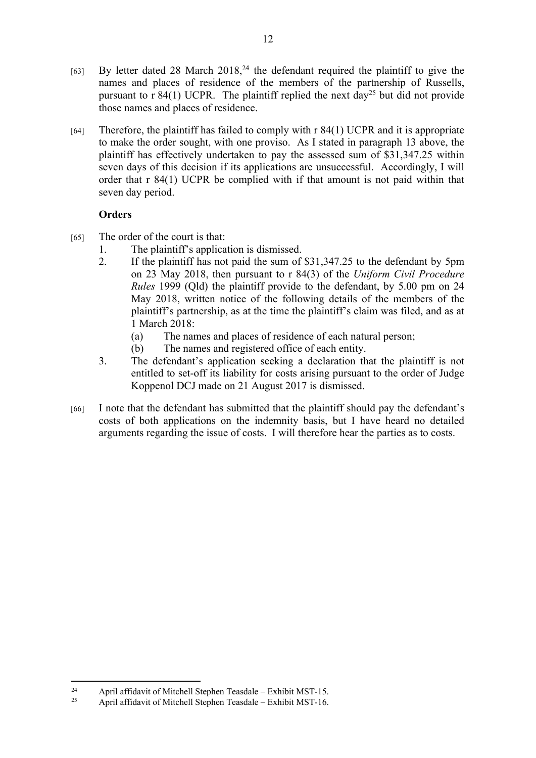[63] By letter dated 28 March 2018,[24] the defendant required the plaintiff to give the names and places of residence of the members of the partnership of Russells, pursuant to r 84(1) UCPR. The plaintiff replied the next day[25] but did not provide those names and places of residence.

[64] Therefore, the plaintiff has failed to comply with r 84(1) UCPR and it is appropriate to make the order sought, with one proviso. As I stated in paragraph 13 above, the plaintiff has effectively undertaken to pay the assessed sum of $31,347.25 within seven days of this decision if its applications are unsuccessful. Accordingly, I will order that r 84(1) UCPR be complied with if that amount is not paid within that seven day period.

## Orders

[65] The order of the court is that:

1. The plaintiff's application is dismissed.
2. If the plaintiff has not paid the sum of $31,347.25 to the defendant by 5pm on 23 May 2018, then pursuant to r 84(3) of the *Uniform Civil Procedure Rules* 1999 (Qld) the plaintiff provide to the defendant, by 5.00 pm on 24 May 2018, written notice of the following details of the members of the plaintiff's partnership, as at the time the plaintiff's claim was filed, and as at 1 March 2018:
   (a) The names and places of residence of each natural person;
   (b) The names and registered office of each entity.
3. The defendant's application seeking a declaration that the plaintiff is not entitled to set-off its liability for costs arising pursuant to the order of Judge Koppenol DCJ made on 21 August 2017 is dismissed.

[66] I note that the defendant has submitted that the plaintiff should pay the defendant's costs of both applications on the indemnity basis, but I have heard no detailed arguments regarding the issue of costs. I will therefore hear the parties as to costs.

---

[24] April affidavit of Mitchell Stephen Teasdale – Exhibit MST-15.

[25] April affidavit of Mitchell Stephen Teasdale – Exhibit MST-16.